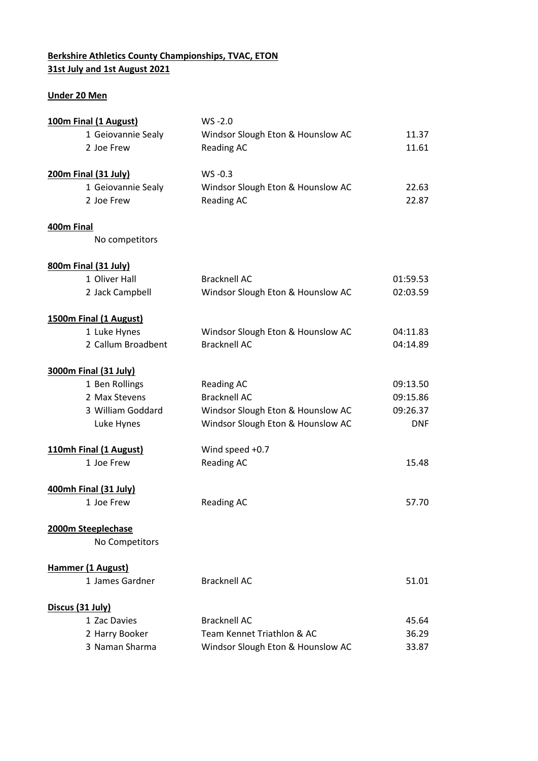**Berkshire Athletics County Championships, TVAC, ETON**
**31st July and 1st August 2021**

**Under 20 Men**

**100m Final (1 August)** WS -2.0

| | | |
|---|---|---|
| 1 Geiovannie Sealy | Windsor Slough Eton & Hounslow AC | 11.37 |
| 2 Joe Frew | Reading AC | 11.61 |

**200m Final (31 July)** WS -0.3

| | | |
|---|---|---|
| 1 Geiovannie Sealy | Windsor Slough Eton & Hounslow AC | 22.63 |
| 2 Joe Frew | Reading AC | 22.87 |

**400m Final**

No competitors

**800m Final (31 July)**

| | | |
|---|---|---|
| 1 Oliver Hall | Bracknell AC | 01:59.53 |
| 2 Jack Campbell | Windsor Slough Eton & Hounslow AC | 02:03.59 |

**1500m Final (1 August)**

| | | |
|---|---|---|
| 1 Luke Hynes | Windsor Slough Eton & Hounslow AC | 04:11.83 |
| 2 Callum Broadbent | Bracknell AC | 04:14.89 |

**3000m Final (31 July)**

| | | |
|---|---|---|
| 1 Ben Rollings | Reading AC | 09:13.50 |
| 2 Max Stevens | Bracknell AC | 09:15.86 |
| 3 William Goddard | Windsor Slough Eton & Hounslow AC | 09:26.37 |
| Luke Hynes | Windsor Slough Eton & Hounslow AC | DNF |

**110mh Final (1 August)** Wind speed +0.7

| | | |
|---|---|---|
| 1 Joe Frew | Reading AC | 15.48 |

**400mh Final (31 July)**

| | | |
|---|---|---|
| 1 Joe Frew | Reading AC | 57.70 |

**2000m Steeplechase**

No Competitors

**Hammer (1 August)**

| | | |
|---|---|---|
| 1 James Gardner | Bracknell AC | 51.01 |

**Discus (31 July)**

| | | |
|---|---|---|
| 1 Zac Davies | Bracknell AC | 45.64 |
| 2 Harry Booker | Team Kennet Triathlon & AC | 36.29 |
| 3 Naman Sharma | Windsor Slough Eton & Hounslow AC | 33.87 |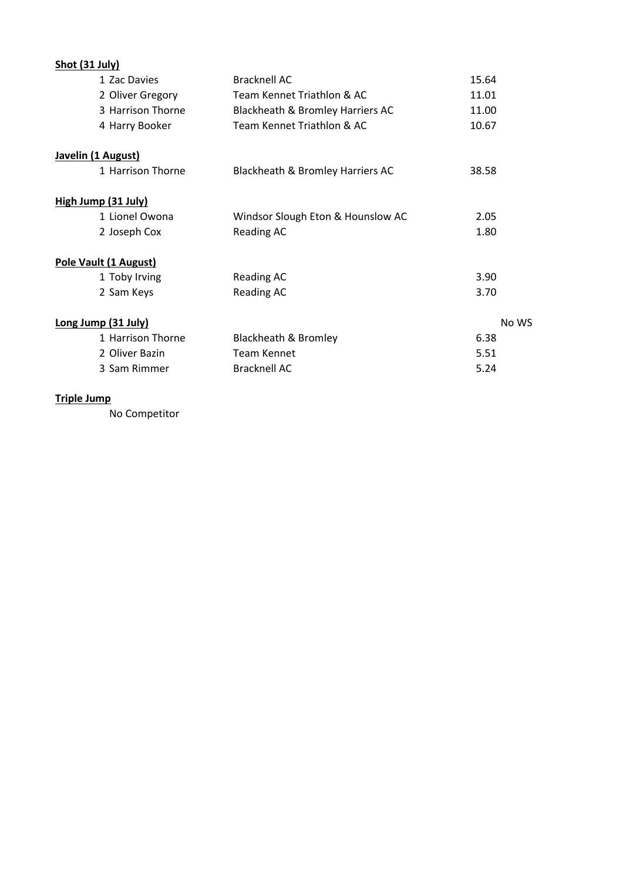**Shot (31 July)**

| | | |
|---|---|---|
| 1 Zac Davies | Bracknell AC | 15.64 |
| 2 Oliver Gregory | Team Kennet Triathlon & AC | 11.01 |
| 3 Harrison Thorne | Blackheath & Bromley Harriers AC | 11.00 |
| 4 Harry Booker | Team Kennet Triathlon & AC | 10.67 |

**Javelin (1 August)**

| | | |
|---|---|---|
| 1 Harrison Thorne | Blackheath & Bromley Harriers AC | 38.58 |

**High Jump (31 July)**

| | | |
|---|---|---|
| 1 Lionel Owona | Windsor Slough Eton & Hounslow AC | 2.05 |
| 2 Joseph Cox | Reading AC | 1.80 |

**Pole Vault (1 August)**

| | | |
|---|---|---|
| 1 Toby Irving | Reading AC | 3.90 |
| 2 Sam Keys | Reading AC | 3.70 |

**Long Jump (31 July)** No WS

| | | |
|---|---|---|
| 1 Harrison Thorne | Blackheath & Bromley | 6.38 |
| 2 Oliver Bazin | Team Kennet | 5.51 |
| 3 Sam Rimmer | Bracknell AC | 5.24 |

**Triple Jump**

No Competitor